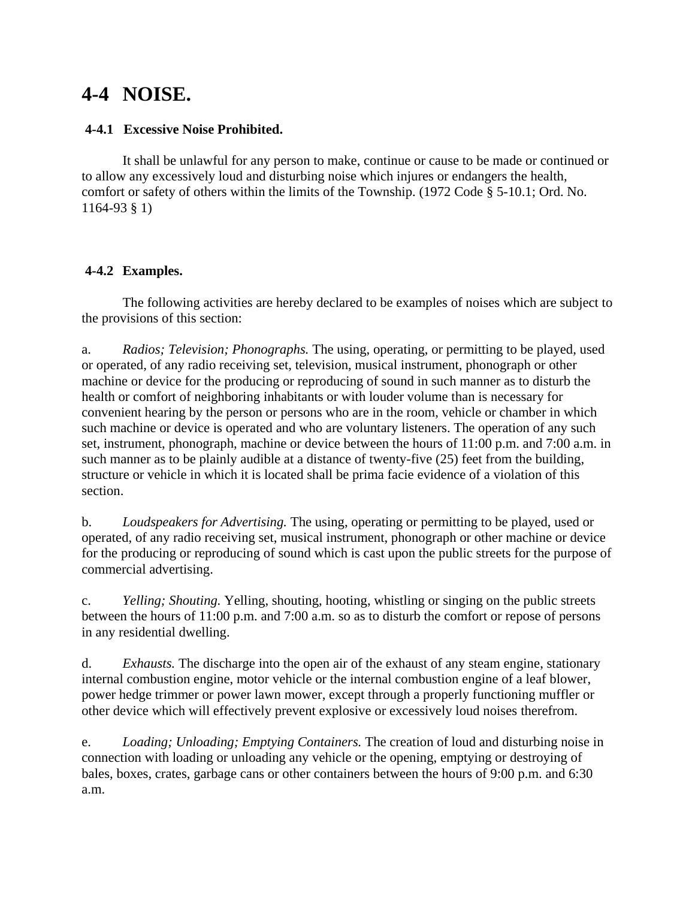# 4-4 NOISE.

### 4-4.1 Excessive Noise Prohibited.

It shall be unlawful for any person to make, continue or cause to be made or continued or to allow any excessively loud and disturbing noise which injures or endangers the health, comfort or safety of others within the limits of the Township. (1972 Code § 5-10.1; Ord. No. 1164-93 § 1)

### 4-4.2 Examples.

The following activities are hereby declared to be examples of noises which are subject to the provisions of this section:

a. *Radios; Television; Phonographs.* The using, operating, or permitting to be played, used or operated, of any radio receiving set, television, musical instrument, phonograph or other machine or device for the producing or reproducing of sound in such manner as to disturb the health or comfort of neighboring inhabitants or with louder volume than is necessary for convenient hearing by the person or persons who are in the room, vehicle or chamber in which such machine or device is operated and who are voluntary listeners. The operation of any such set, instrument, phonograph, machine or device between the hours of 11:00 p.m. and 7:00 a.m. in such manner as to be plainly audible at a distance of twenty-five (25) feet from the building, structure or vehicle in which it is located shall be prima facie evidence of a violation of this section.

b. *Loudspeakers for Advertising.* The using, operating or permitting to be played, used or operated, of any radio receiving set, musical instrument, phonograph or other machine or device for the producing or reproducing of sound which is cast upon the public streets for the purpose of commercial advertising.

c. *Yelling; Shouting.* Yelling, shouting, hooting, whistling or singing on the public streets between the hours of 11:00 p.m. and 7:00 a.m. so as to disturb the comfort or repose of persons in any residential dwelling.

d. *Exhausts.* The discharge into the open air of the exhaust of any steam engine, stationary internal combustion engine, motor vehicle or the internal combustion engine of a leaf blower, power hedge trimmer or power lawn mower, except through a properly functioning muffler or other device which will effectively prevent explosive or excessively loud noises therefrom.

e. *Loading; Unloading; Emptying Containers.* The creation of loud and disturbing noise in connection with loading or unloading any vehicle or the opening, emptying or destroying of bales, boxes, crates, garbage cans or other containers between the hours of 9:00 p.m. and 6:30 a.m.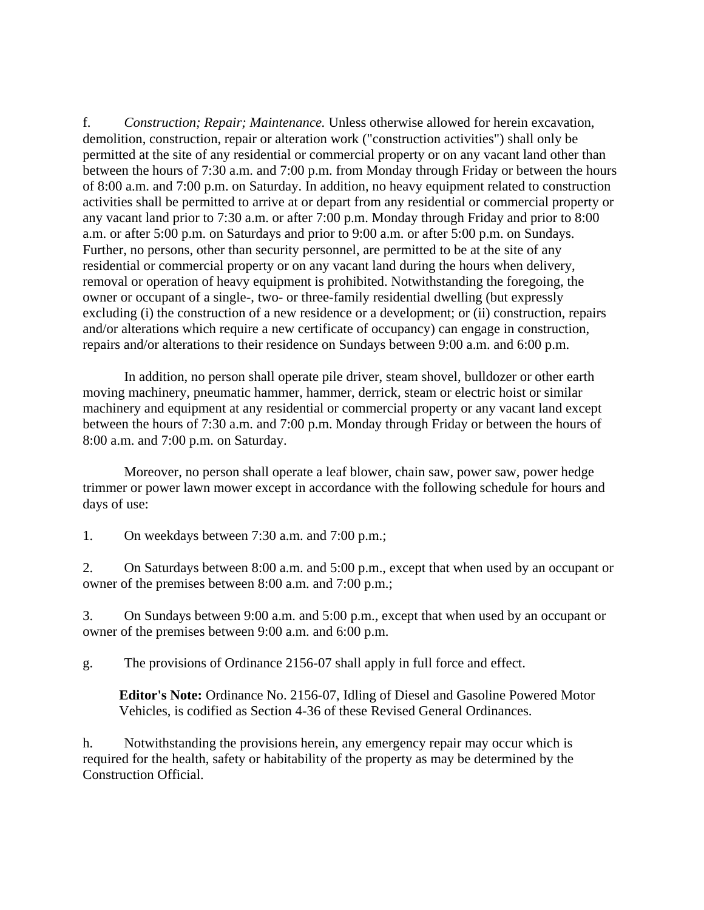f. *Construction; Repair; Maintenance.* Unless otherwise allowed for herein excavation, demolition, construction, repair or alteration work ("construction activities") shall only be permitted at the site of any residential or commercial property or on any vacant land other than between the hours of 7:30 a.m. and 7:00 p.m. from Monday through Friday or between the hours of 8:00 a.m. and 7:00 p.m. on Saturday. In addition, no heavy equipment related to construction activities shall be permitted to arrive at or depart from any residential or commercial property or any vacant land prior to 7:30 a.m. or after 7:00 p.m. Monday through Friday and prior to 8:00 a.m. or after 5:00 p.m. on Saturdays and prior to 9:00 a.m. or after 5:00 p.m. on Sundays. Further, no persons, other than security personnel, are permitted to be at the site of any residential or commercial property or on any vacant land during the hours when delivery, removal or operation of heavy equipment is prohibited. Notwithstanding the foregoing, the owner or occupant of a single-, two- or three-family residential dwelling (but expressly excluding (i) the construction of a new residence or a development; or (ii) construction, repairs and/or alterations which require a new certificate of occupancy) can engage in construction, repairs and/or alterations to their residence on Sundays between 9:00 a.m. and 6:00 p.m.

In addition, no person shall operate pile driver, steam shovel, bulldozer or other earth moving machinery, pneumatic hammer, hammer, derrick, steam or electric hoist or similar machinery and equipment at any residential or commercial property or any vacant land except between the hours of 7:30 a.m. and 7:00 p.m. Monday through Friday or between the hours of 8:00 a.m. and 7:00 p.m. on Saturday.

Moreover, no person shall operate a leaf blower, chain saw, power saw, power hedge trimmer or power lawn mower except in accordance with the following schedule for hours and days of use:

1. On weekdays between 7:30 a.m. and 7:00 p.m.;

2. On Saturdays between 8:00 a.m. and 5:00 p.m., except that when used by an occupant or owner of the premises between 8:00 a.m. and 7:00 p.m.;

3. On Sundays between 9:00 a.m. and 5:00 p.m., except that when used by an occupant or owner of the premises between 9:00 a.m. and 6:00 p.m.

g. The provisions of Ordinance 2156-07 shall apply in full force and effect.

> **Editor's Note:** Ordinance No. 2156-07, Idling of Diesel and Gasoline Powered Motor Vehicles, is codified as Section 4-36 of these Revised General Ordinances.

h. Notwithstanding the provisions herein, any emergency repair may occur which is required for the health, safety or habitability of the property as may be determined by the Construction Official.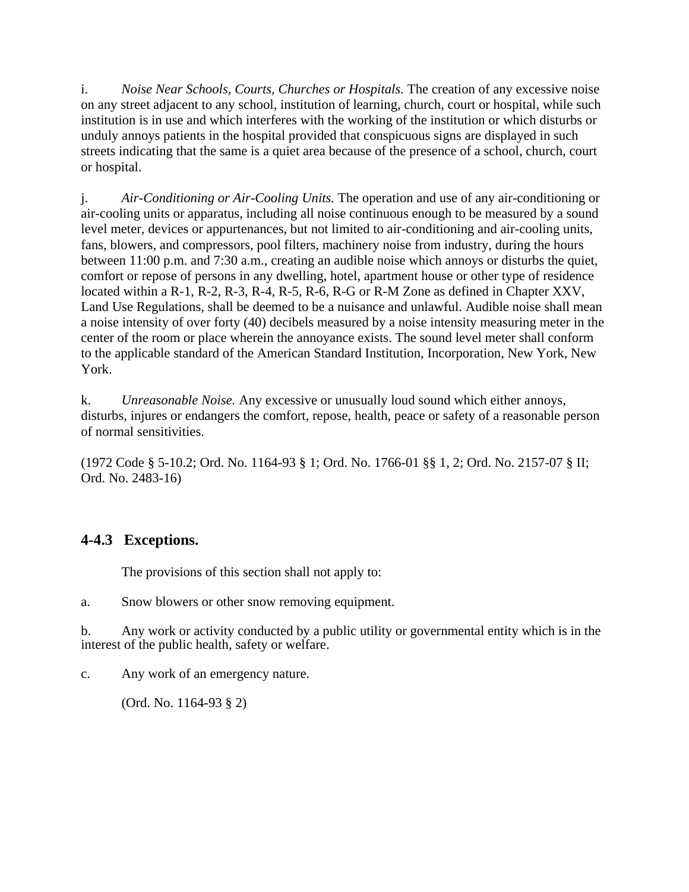i. *Noise Near Schools, Courts, Churches or Hospitals.* The creation of any excessive noise on any street adjacent to any school, institution of learning, church, court or hospital, while such institution is in use and which interferes with the working of the institution or which disturbs or unduly annoys patients in the hospital provided that conspicuous signs are displayed in such streets indicating that the same is a quiet area because of the presence of a school, church, court or hospital.

j. *Air-Conditioning or Air-Cooling Units.* The operation and use of any air-conditioning or air-cooling units or apparatus, including all noise continuous enough to be measured by a sound level meter, devices or appurtenances, but not limited to air-conditioning and air-cooling units, fans, blowers, and compressors, pool filters, machinery noise from industry, during the hours between 11:00 p.m. and 7:30 a.m., creating an audible noise which annoys or disturbs the quiet, comfort or repose of persons in any dwelling, hotel, apartment house or other type of residence located within a R-1, R-2, R-3, R-4, R-5, R-6, R-G or R-M Zone as defined in Chapter XXV, Land Use Regulations, shall be deemed to be a nuisance and unlawful. Audible noise shall mean a noise intensity of over forty (40) decibels measured by a noise intensity measuring meter in the center of the room or place wherein the annoyance exists. The sound level meter shall conform to the applicable standard of the American Standard Institution, Incorporation, New York, New York.

k. *Unreasonable Noise.* Any excessive or unusually loud sound which either annoys, disturbs, injures or endangers the comfort, repose, health, peace or safety of a reasonable person of normal sensitivities.

(1972 Code § 5-10.2; Ord. No. 1164-93 § 1; Ord. No. 1766-01 §§ 1, 2; Ord. No. 2157-07 § II; Ord. No. 2483-16)

### 4-4.3 Exceptions.

The provisions of this section shall not apply to:

a. Snow blowers or other snow removing equipment.

b. Any work or activity conducted by a public utility or governmental entity which is in the interest of the public health, safety or welfare.

c. Any work of an emergency nature.

(Ord. No. 1164-93 § 2)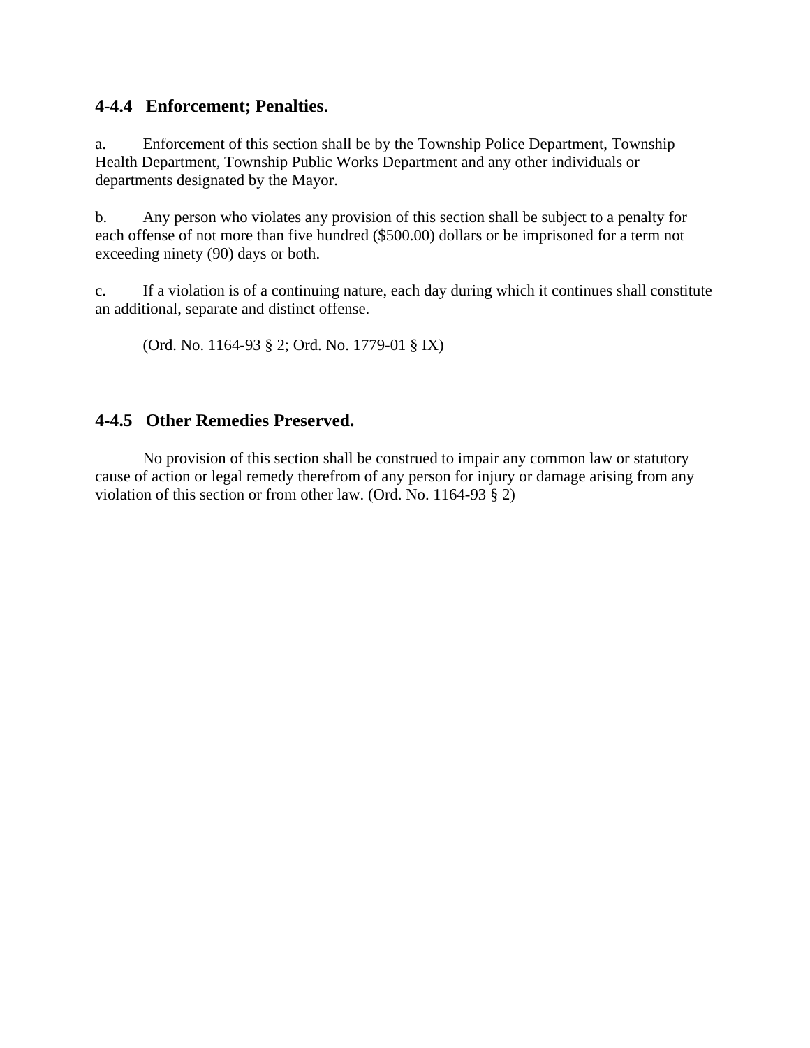### 4-4.4 Enforcement; Penalties.

a. Enforcement of this section shall be by the Township Police Department, Township Health Department, Township Public Works Department and any other individuals or departments designated by the Mayor.

b. Any person who violates any provision of this section shall be subject to a penalty for each offense of not more than five hundred ($500.00) dollars or be imprisoned for a term not exceeding ninety (90) days or both.

c. If a violation is of a continuing nature, each day during which it continues shall constitute an additional, separate and distinct offense.

(Ord. No. 1164-93 § 2; Ord. No. 1779-01 § IX)

### 4-4.5 Other Remedies Preserved.

No provision of this section shall be construed to impair any common law or statutory cause of action or legal remedy therefrom of any person for injury or damage arising from any violation of this section or from other law. (Ord. No. 1164-93 § 2)